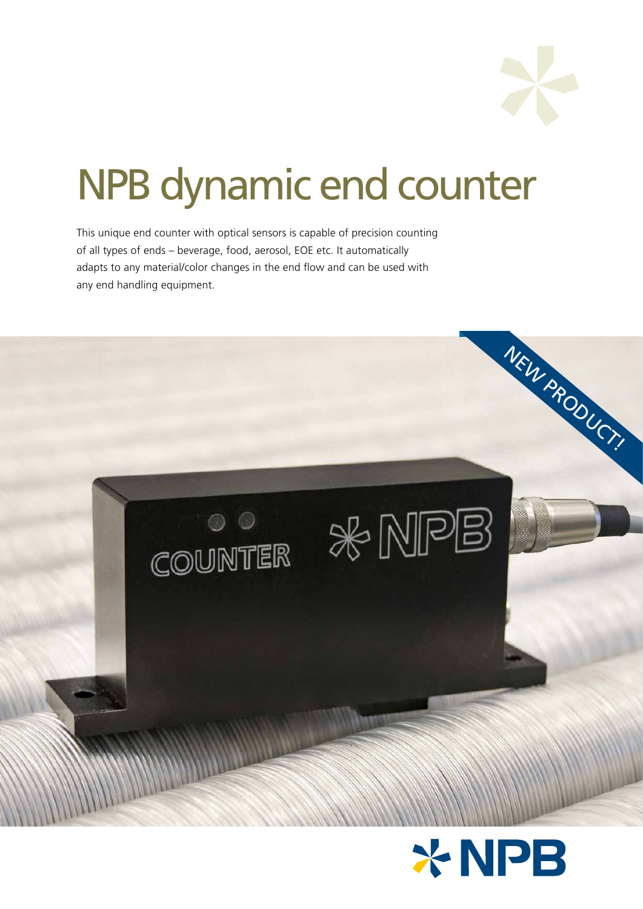# NPB dynamic end counter

This unique end counter with optical sensors is capable of precision counting of all types of ends – beverage, food, aerosol, EOE etc. It automatically adapts to any material/color changes in the end flow and can be used with any end handling equipment.

NEW PRODUCT!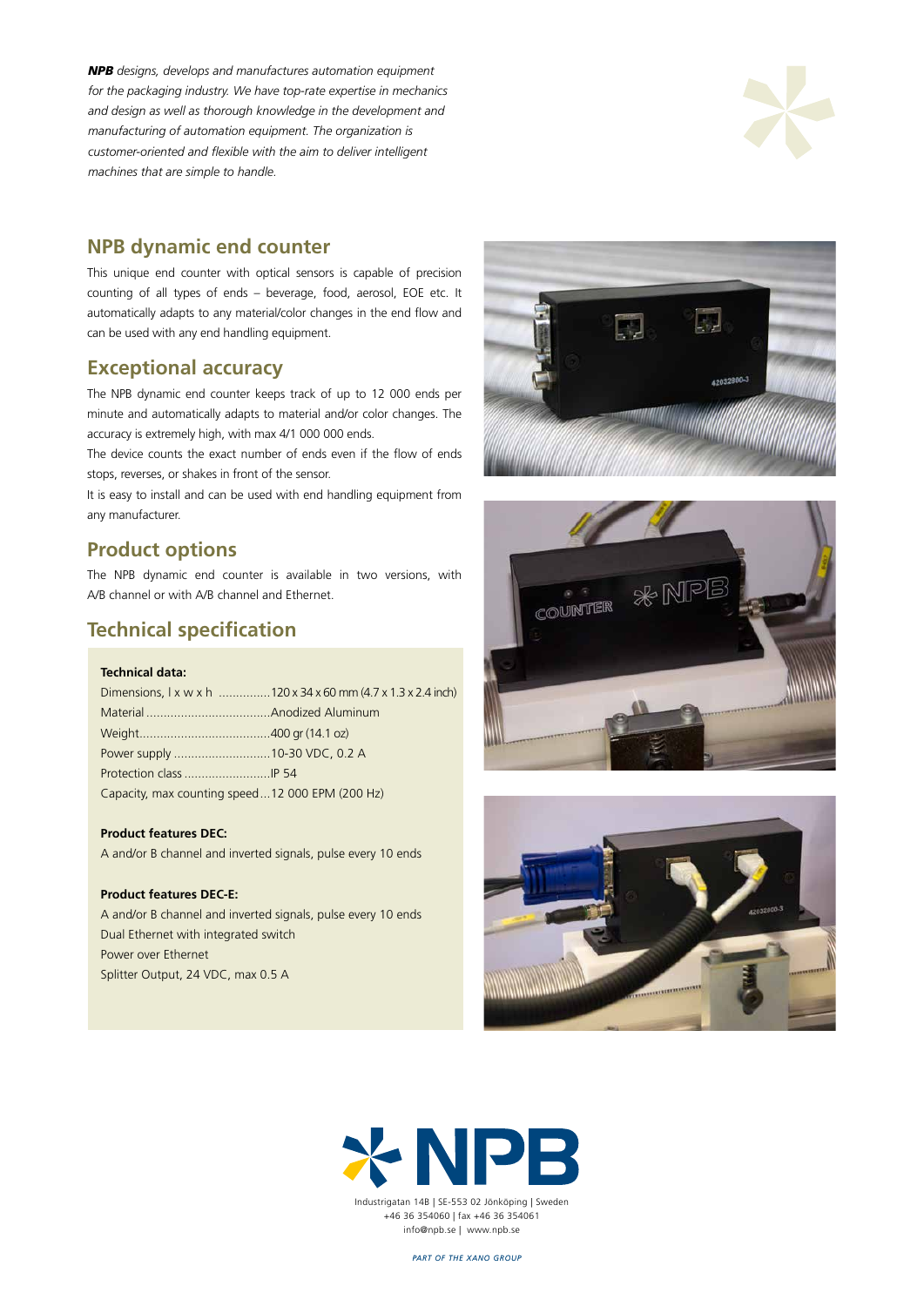***NPB** designs, develops and manufactures automation equipment for the packaging industry. We have top-rate expertise in mechanics and design as well as thorough knowledge in the development and manufacturing of automation equipment. The organization is customer-oriented and flexible with the aim to deliver intelligent machines that are simple to handle.*

## NPB dynamic end counter

This unique end counter with optical sensors is capable of precision counting of all types of ends – beverage, food, aerosol, EOE etc. It automatically adapts to any material/color changes in the end flow and can be used with any end handling equipment.

## Exceptional accuracy

The NPB dynamic end counter keeps track of up to 12 000 ends per minute and automatically adapts to material and/or color changes. The accuracy is extremely high, with max 4/1 000 000 ends.

The device counts the exact number of ends even if the flow of ends stops, reverses, or shakes in front of the sensor.

It is easy to install and can be used with end handling equipment from any manufacturer.

## Product options

The NPB dynamic end counter is available in two versions, with A/B channel or with A/B channel and Ethernet.

## Technical specification

**Technical data:**

Dimensions, l x w x h ...............120 x 34 x 60 mm (4.7 x 1.3 x 2.4 inch)
Material ....................................Anodized Aluminum
Weight......................................400 gr (14.1 oz)
Power supply ............................10-30 VDC, 0.2 A
Protection class .........................IP 54
Capacity, max counting speed...12 000 EPM (200 Hz)

**Product features DEC:**

A and/or B channel and inverted signals, pulse every 10 ends

**Product features DEC-E:**

A and/or B channel and inverted signals, pulse every 10 ends
Dual Ethernet with integrated switch
Power over Ethernet
Splitter Output, 24 VDC, max 0.5 A

NPB

Industrigatan 14B | SE-553 02 Jönköping | Sweden
+46 36 354060 | fax +46 36 354061
info@npb.se | www.npb.se

*PART OF THE XANO GROUP*